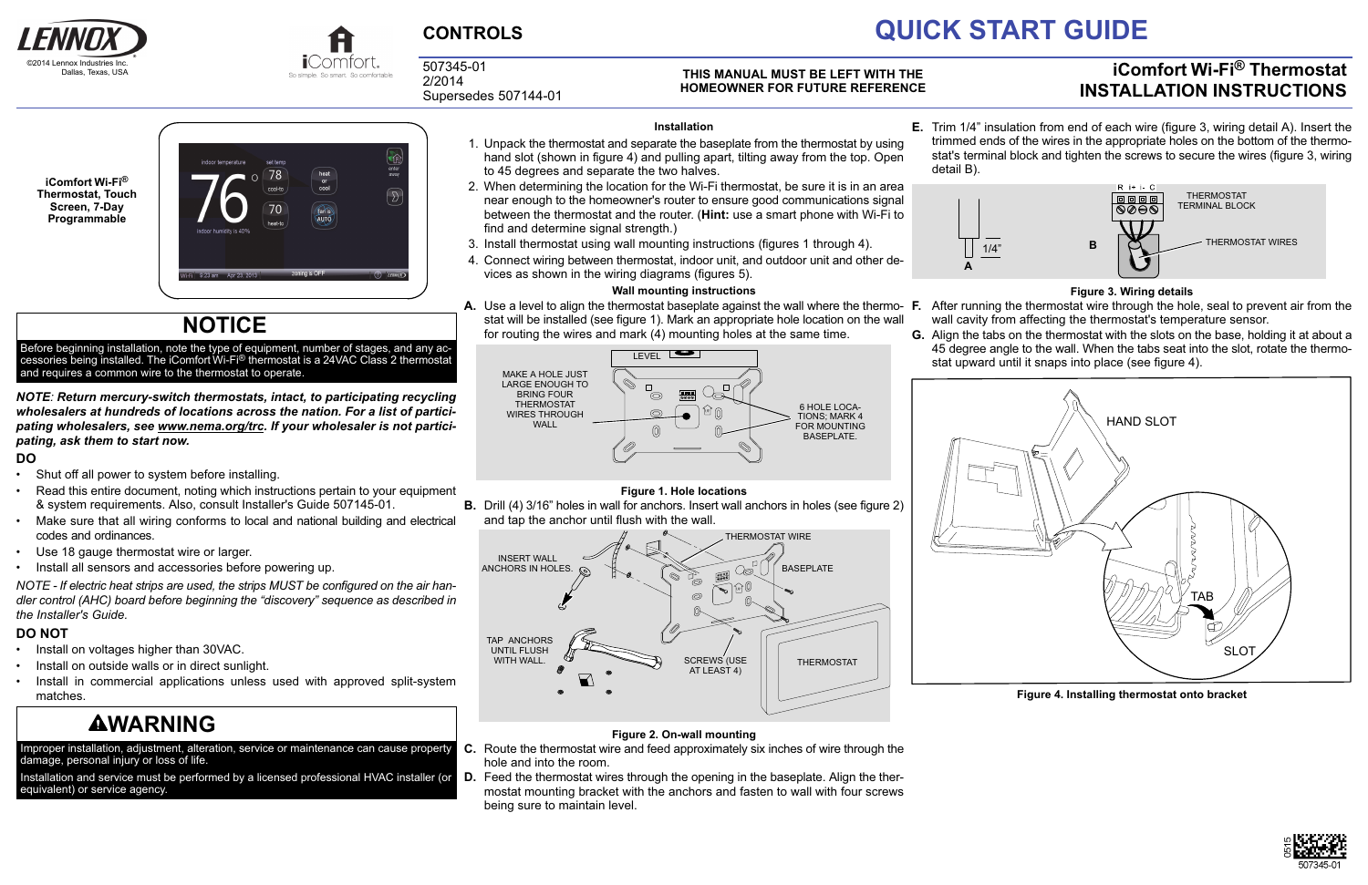# CONTROLS

# QUICK START GUIDE

©2014 Lennox Industries Inc.
Dallas, Texas, USA

507345-01
2/2014
Supersedes 507144-01

**THIS MANUAL MUST BE LEFT WITH THE HOMEOWNER FOR FUTURE REFERENCE**

## iComfort Wi-Fi® Thermostat INSTALLATION INSTRUCTIONS

**iComfort Wi-Fi® Thermostat, Touch Screen, 7-Day Programmable**

## NOTICE

Before beginning installation, note the type of equipment, number of stages, and any accessories being installed. The iComfort Wi-Fi® thermostat is a 24VAC Class 2 thermostat and requires a common wire to the thermostat to operate.

***NOTE**: Return mercury-switch thermostats, intact, to participating recycling wholesalers at hundreds of locations across the nation. For a list of participating wholesalers, see www.nema.org/trc. If your wholesaler is not participating, ask them to start now.*

### DO

- Shut off all power to system before installing.
- Read this entire document, noting which instructions pertain to your equipment & system requirements. Also, consult Installer's Guide 507145-01.
- Make sure that all wiring conforms to local and national building and electrical codes and ordinances.
- Use 18 gauge thermostat wire or larger.
- Install all sensors and accessories before powering up.

*NOTE - If electric heat strips are used, the strips MUST be configured on the air handler control (AHC) board before beginning the "discovery" sequence as described in the Installer's Guide.*

### DO NOT

- Install on voltages higher than 30VAC.
- Install on outside walls or in direct sunlight.
- Install in commercial applications unless used with approved split-system matches.

## ⚠WARNING

Improper installation, adjustment, alteration, service or maintenance can cause property damage, personal injury or loss of life.

Installation and service must be performed by a licensed professional HVAC installer (or equivalent) or service agency.

### Installation

1. Unpack the thermostat and separate the baseplate from the thermostat by using hand slot (shown in figure 4) and pulling apart, tilting away from the top. Open to 45 degrees and separate the two halves.
2. When determining the location for the Wi-Fi thermostat, be sure it is in an area near enough to the homeowner's router to ensure good communications signal between the thermostat and the router. (**Hint:** use a smart phone with Wi-Fi to find and determine signal strength.)
3. Install thermostat using wall mounting instructions (figures 1 through 4).
4. Connect wiring between thermostat, indoor unit, and outdoor unit and other devices as shown in the wiring diagrams (figures 5).

### Wall mounting instructions

**A.** Use a level to align the thermostat baseplate against the wall where the thermostat will be installed (see figure 1). Mark an appropriate hole location on the wall for routing the wires and mark (4) mounting holes at the same time.

**Figure 1. Hole locations**

**B.** Drill (4) 3/16" holes in wall for anchors. Insert wall anchors in holes (see figure 2) and tap the anchor until flush with the wall.

**Figure 2. On-wall mounting**

**C.** Route the thermostat wire and feed approximately six inches of wire through the hole and into the room.

**D.** Feed the thermostat wires through the opening in the baseplate. Align the thermostat mounting bracket with the anchors and fasten to wall with four screws being sure to maintain level.

**E.** Trim 1/4" insulation from end of each wire (figure 3, wiring detail A). Insert the trimmed ends of the wires in the appropriate holes on the bottom of the thermostat's terminal block and tighten the screws to secure the wires (figure 3, wiring detail B).

**Figure 3. Wiring details**

**F.** After running the thermostat wire through the hole, seal to prevent air from the wall cavity from affecting the thermostat's temperature sensor.

**G.** Align the tabs on the thermostat with the slots on the base, holding it at about a 45 degree angle to the wall. When the tabs seat into the slot, rotate the thermostat upward until it snaps into place (see figure 4).

**Figure 4. Installing thermostat onto bracket**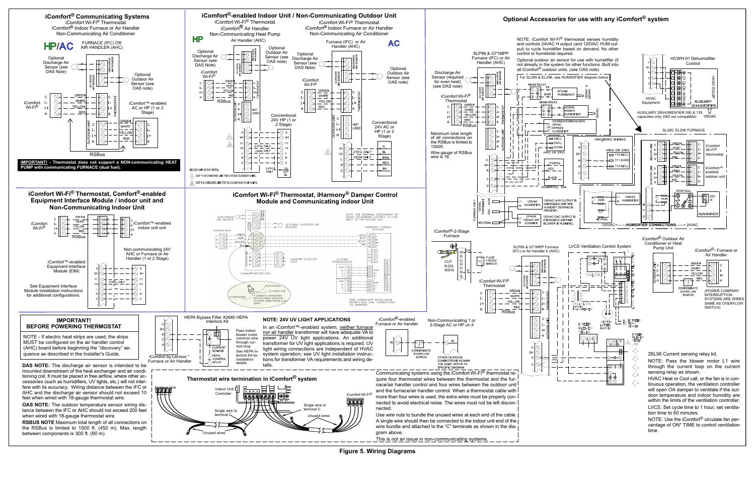## iComfort® Communicating Systems

iComfort Wi-Fi® Thermostat
iComfort® Indoor Furnace or Air Handler
Non-Communicating Air Conditioner

HP/AC

FURNACE (IFC) OR AIR HANDLER (AHC)

Optional Discharge Air Sensor (see DAS Note)

Optional Outdoor Air Sensor (see OAS note)

iComfort Wi-Fi®

iComfort™-enabled AC or HP (1 or 2 Stage)

RSBus

**IMPORTANT! - Thermostat does not support a NON-communicating HEAT PUMP with communicating FURNACE (dual fuel).**

## iComfort®-enabled Indoor Unit / Non-Communicating Outdoor Unit

iComfort Wi-Fi® Thermostat
iComfort® Air Handler
Non-Communicating Heat Pump

HP

Air Handler (AHC)

Optional Discharge Air Sensor (see DAS Note)

Optional Outdoor Air Sensor (see OAS note)

iComfort Wi-Fi®

RSBus

Conventional 24V HP (1 or 2 Stage)

iComfort Wi-Fi® Thermostat
iComfort® Indoor Furnace or Air Handler
Non-Communicating Air Conditioner

AC

Furnace (IFC) or Air Handler (AHC)

Optional Discharge Air Sensor (see DAS Note)

Optional Outdoor Air Sensor (see OAS note)

iComfort Wi-Fi®

Conventional 24V AC or HP (1 or 2 Stage)

INDOOR UNIT SETUP NOTES:

1. CUT Y1-Y2 ONBOARD LINK FOR 2-STAGE OUTDOOR UNITS.
2. CUT R-O ONBOARD LINK FOR OUTDOOR HEAT PUMP UNITS.

## iComfort Wi-Fi® Thermostat, Comfort®-enabled Equipment Interface Module / indoor unit and Non-Communicating Indoor Unit

iComfort Wi-Fi®

RSBus

iComfort™-enabled indoor unit unit

iComfort™-enabled Equipment Interface Module (EIM)

Non-communicating 24V AHC or Furnace or Air Handler (1 or 2 Stage)

See Equipment Interface Module Installation instructions for additional configurations.

## iComfort Wi-Fi® Thermostat, iHarmony® Damper Control Module and Communicating indoor Unit

DISCHARGE AIR SENSOR

OPTIONAL OUTDOOR AIR SENSOR

NOTE: USE TERMINAL DESIGNATED "INDOOR" ON DAMPER CONTROL TO CONNECT TO THE INDOOR UNIT.

HARMONY ZONING SYSTEM

iCOMFORT OUTDOOR UNIT

IN-ZONE THERMOSTATS

iComfort INDOOR UNIT

To iHarmony

To indoor unit

To thermostat

If unable to connect two wires to indoor unit terminals then pigtail wiring is an option.

(SEE iHARMONY® INSTALLATION INSTRUCTION FOR CONNECTIONS TO DAMPERS.

## Optional Accessories for use with any iComfort® system

NOTE: iComfort Wi-Fi® thermostat senses humidity and controls 24VAC H output (and 120VAC HUM output) to cycle humidifier based on demand. No other control or humidistat required.

Optional outdoor air sensor for use with humidifier (if not already in the system for other functions. Built into all iComfort® outdoor units. (see OAS note)

SLP98 & G71MPP Furnace (IFC) or Air Handler (AHC)

Discharge Air Sensor (required for even heat) (see DAS note)

iComfort Wi-Fi® Thermostat

RSBus

Maximum total length of all connections on the RSBus is limited to 1500ft.

Wire gauge of RSBus wire is 18.

For SL290 & EL296, see HUMIDIFIER diagram below

49G26 RELAY

STEAM HUMIDIFIER

HCWP2 POWER HUMIDIFIER

HCWB/HCWB3/HCWP3 24VAC BYPASS HUMIDIFIER

HRV2/ERV2 WIRING

HRV2 OR ERV2

HUMIDITROL EDA

120VAC HUMIDIFIER

120VAC HUM OUTPUT IS ENERGIZED ANYTIME HUMIDITY DEMAND IS PRESENT.

OTHER 120VAC AIR CLEANER

120VAC EAC OUTPUT IS ENERGIZED ANYTIME BLOWER IS RUNNING.

HCWH-01 Dehumidifier Control

HVAC Equipment

AUXILIARY DEHUMIDIFIER

AUXILIARY DEHUMIDIFIER 090 & 135 capacities only (065 not compatible)

120VAC

SL280, EL296 FURNACE

iComfort Wi-Fi® thermostat

iComfort™ enabled outdoor unit

49G26 Relay

HUMIDIFIER

120VAC<-------HUMIDIFIER CONNECTIONS------> 24VAC

iComfort®-2-Stage Furnace

CUT R-DS W914

FLOAT FREEZE SWITCH

SLP98 & G71MPP Furnace (IFC) or Air Handler b (AHC)

LVCS Ventilation Control System

iComfort Wi-Fi® Thermostat

RSBus

iComfort® Outdoor Air Conditioner or Heat Pump Unit

iComfort® - Furnace or Air Handler

CONDENSATE OVERFLOW SWITCH

(POWER COMPANY INTERRUPTION SYSTEMS ARE WIRED SAME AS OVERFLOW SWITCH)

26L56 Current sensing relay kit.

NOTE: Pass the blower motor L1 wire through the current loop on the current sensing relay as shown.

HVAC Heat or Cool call, or the fan is in continuous operation, the ventilation controller will open OA damper to ventilate if the outdoor temperature and indoor humidity are within the limits of the ventilation controller.

LVCS. Set cycle time to 1 hour; set ventilation time to 60 minutes.

NOTE: Use the iComfort® circulate fan percentage of ON* TIME to control ventilation time.

### IMPORTANT! BEFORE POWERING THERMOSTAT

NOTE - If electric heat strips are used, the strips MUST be configured on the air handler control (AHC) board before beginning the "discovery" sequence as described in the Installer's Guide.

**DAS NOTE:** The discharge air sensor is intended to be mounted downstream of the heat exchanger and air conditioning coil. It must be placed in free airflow, where other accessories (such as humidifiers, UV lights, etc.) will not interfere with its accuracy. Wiring distance between the IFC or AHC and the discharge air sensor should not exceed 10 feet when wired with 18-gauge thermostat wire.

**OAS NOTE:** The outdoor temperature sensor wiring distance between the IFC or AHC should not exceed 200 feet when wired with 18-gauge thermostat wire.

**RSBUS NOTE** Maximum total length of all connections on the RSBus is limited to 1500 ft. (450 m). Max. length between components is 300 ft. (90 m).

HEPA Bypass Filter X2680 HEPA Interlock Kit

iComfort by Lennox™ Furnace or Air Handler

CURRENT SENSOR

HEPA CONTROL RELAY

Pass indoor blower motor common wire through current loop. See HEPA Interlock Kit for installation details

### NOTE: 24V UV LIGHT APPLICATIONS

In an iComfort™-enabled system, neither furnace nor air handler transformer will have adequate VA to power 24V UV light applications. An additional transformer for UV light applications is required. UV light wiring connections are independent of HVAC system operation; see UV light installation instructions for transformer VA requirements and wiring details.

iComfort®-enabled Furnace or Air handler

Non-Communicating 1 or 2-Stage AC or HP un it

CONDENSATE OVERFLOW SWITCH

OTHER OUTDOOR CONNECTIONS REMAIN THE SAME, REFER TO SPECIFIC DIAGRAM

### Thermostat wire termination in iComfort® system

Outdoor Unit

Indoor Unit Controller

iComfort Wi-Fi® thermostat

Single wire to terminal C

Single wire to terminal C

Unused wires

Unused wires

Communicating systems using the iComfort Wi-Fi® thermostat require four thermostat wires between the thermostat and the furnace/air handler control and four wires between the outdoor unit and the furnace/air handler control. When a thermostat cable with more than four wires is used, the extra wires must be properly connected to avoid electrical noise. The wires must not be left disconnected.

Use wire nuts to bundle the unused wires at each end of the cable. A single wire should then be connected to the indoor unit end of the wire bundle and attached to the "C" terminals as shown in the diagram above.

This is not an issue in non-communicating systems.

**Figure 5. Wiring Diagrams**